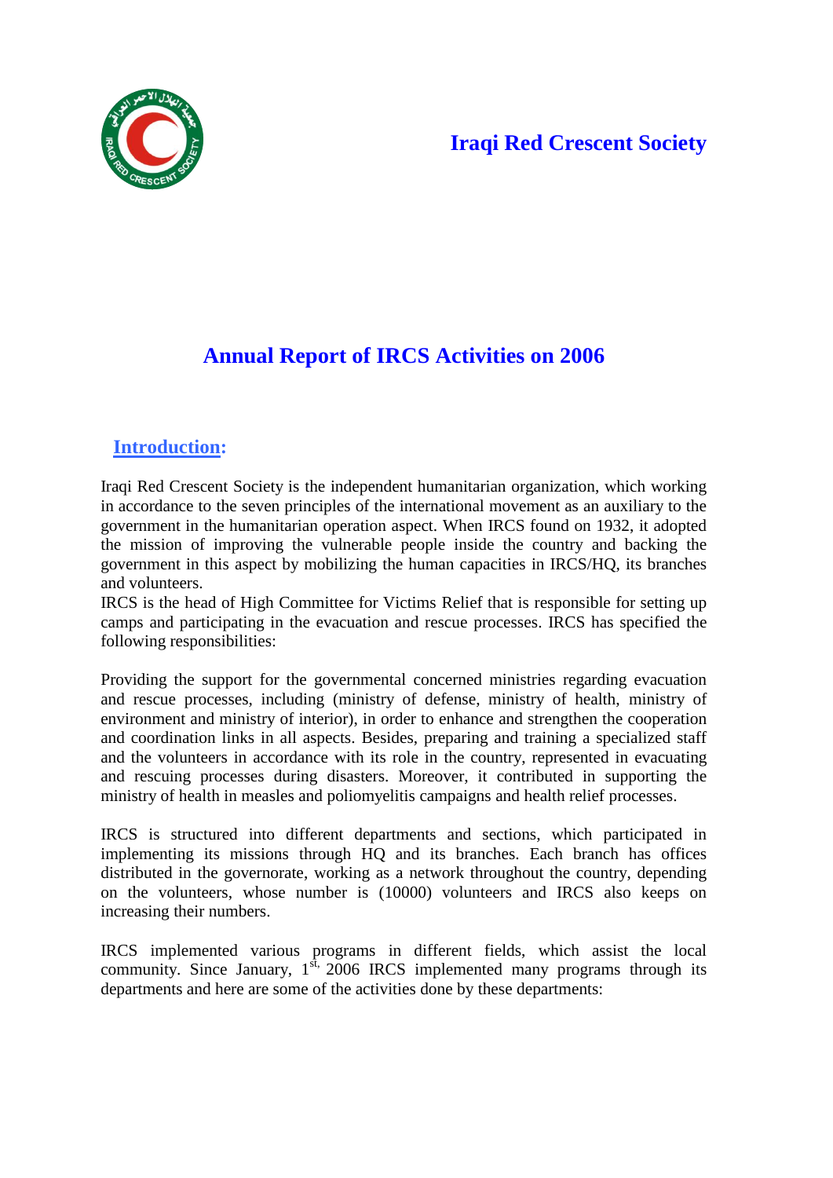# Iraqi Red Crescent Society

## Annual Report of IRCS Activities on 2006

### Introduction:

Iraqi Red Crescent Society is the independent humanitarian organization, which working in accordance to the seven principles of the international movement as an auxiliary to the government in the humanitarian operation aspect. When IRCS found on 1932, it adopted the mission of improving the vulnerable people inside the country and backing the government in this aspect by mobilizing the human capacities in IRCS/HQ, its branches and volunteers.

IRCS is the head of High Committee for Victims Relief that is responsible for setting up camps and participating in the evacuation and rescue processes. IRCS has specified the following responsibilities:

Providing the support for the governmental concerned ministries regarding evacuation and rescue processes, including (ministry of defense, ministry of health, ministry of environment and ministry of interior), in order to enhance and strengthen the cooperation and coordination links in all aspects. Besides, preparing and training a specialized staff and the volunteers in accordance with its role in the country, represented in evacuating and rescuing processes during disasters. Moreover, it contributed in supporting the ministry of health in measles and poliomyelitis campaigns and health relief processes.

IRCS is structured into different departments and sections, which participated in implementing its missions through HQ and its branches. Each branch has offices distributed in the governorate, working as a network throughout the country, depending on the volunteers, whose number is (10000) volunteers and IRCS also keeps on increasing their numbers.

IRCS implemented various programs in different fields, which assist the local community. Since January, 1st, 2006 IRCS implemented many programs through its departments and here are some of the activities done by these departments: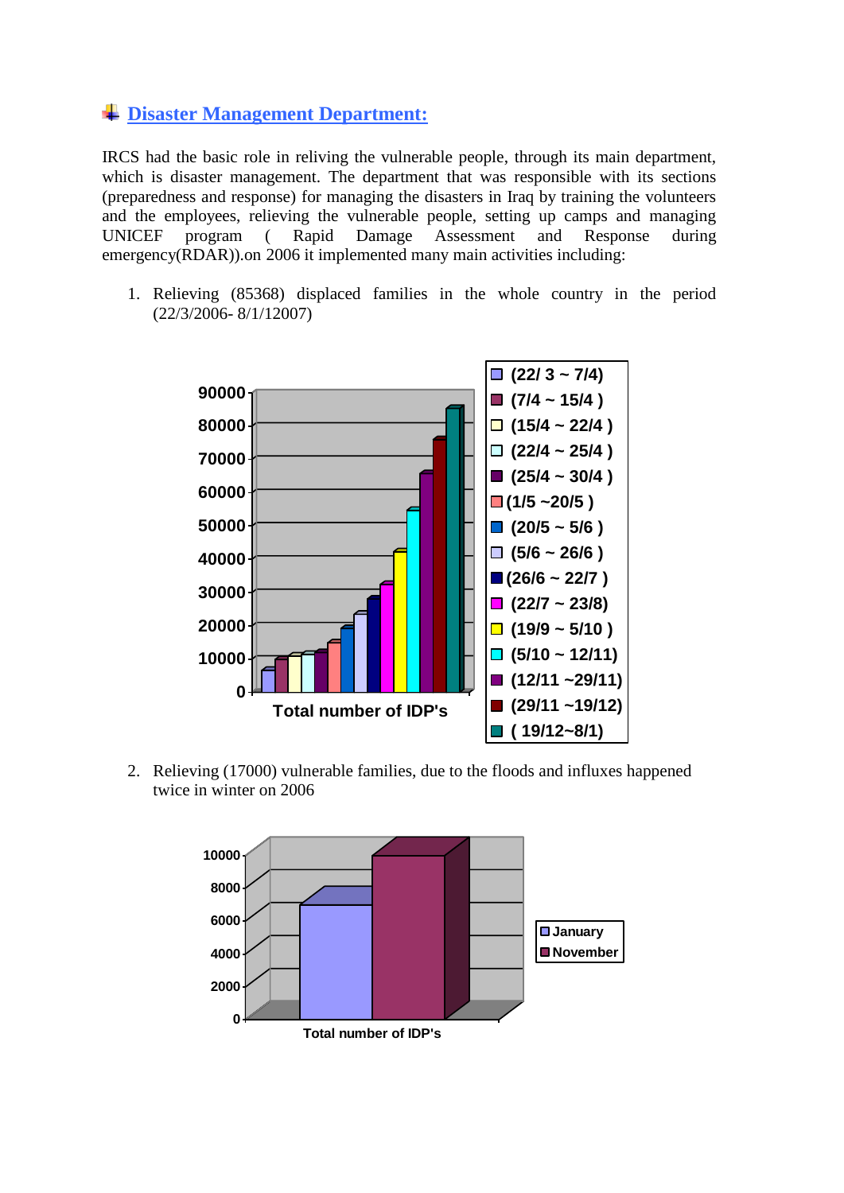## Disaster Management Department:

IRCS had the basic role in reliving the vulnerable people, through its main department, which is disaster management. The department that was responsible with its sections (preparedness and response) for managing the disasters in Iraq by training the volunteers and the employees, relieving the vulnerable people, setting up camps and managing UNICEF program ( Rapid Damage Assessment and Response during emergency(RDAR)).on 2006 it implemented many main activities including:

1. Relieving (85368) displaced families in the whole country in the period (22/3/2006- 8/1/12007)

90000
80000
70000
60000
50000
40000
30000
20000
10000
0

Total number of IDP's

- (22/ 3 ~ 7/4)
- (7/4 ~ 15/4 )
- (15/4 ~ 22/4 )
- (22/4 ~ 25/4 )
- (25/4 ~ 30/4 )
- (1/5 ~20/5 )
- (20/5 ~ 5/6 )
- (5/6 ~ 26/6 )
- (26/6 ~ 22/7 )
- (22/7 ~ 23/8)
- (19/9 ~ 5/10 )
- (5/10 ~ 12/11)
- (12/11 ~29/11)
- (29/11 ~19/12)
- ( 19/12~8/1)

2. Relieving (17000) vulnerable families, due to the floods and influxes happened twice in winter on 2006

10000
8000
6000
4000
2000
0

Total number of IDP's

- January
- November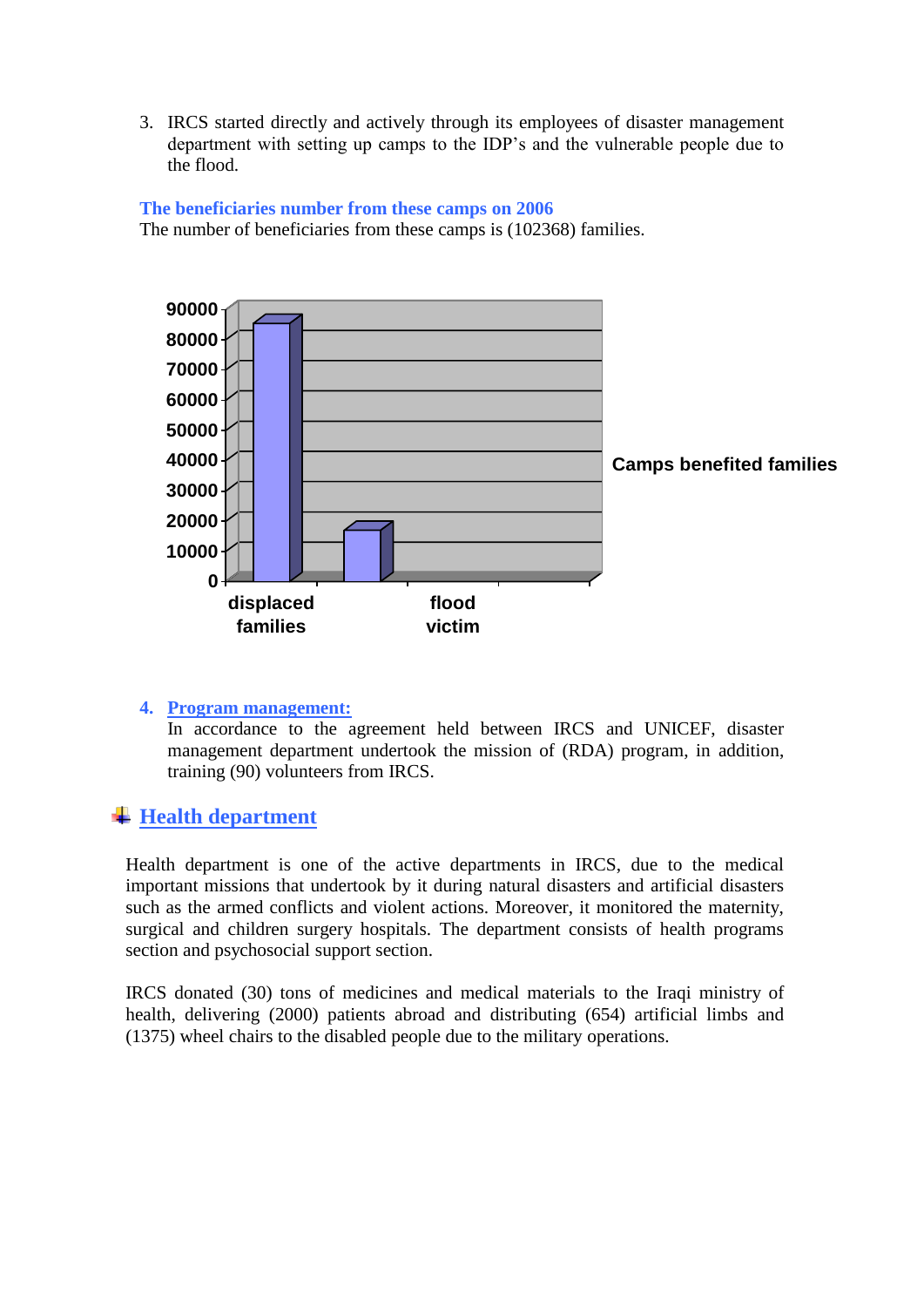3. IRCS started directly and actively through its employees of disaster management department with setting up camps to the IDP's and the vulnerable people due to the flood.

**The beneficiaries number from these camps on 2006**

The number of beneficiaries from these camps is (102368) families.

4. **Program management:**

   In accordance to the agreement held between IRCS and UNICEF, disaster management department undertook the mission of (RDA) program, in addition, training (90) volunteers from IRCS.

## Health department

Health department is one of the active departments in IRCS, due to the medical important missions that undertook by it during natural disasters and artificial disasters such as the armed conflicts and violent actions. Moreover, it monitored the maternity, surgical and children surgery hospitals. The department consists of health programs section and psychosocial support section.

IRCS donated (30) tons of medicines and medical materials to the Iraqi ministry of health, delivering (2000) patients abroad and distributing (654) artificial limbs and (1375) wheel chairs to the disabled people due to the military operations.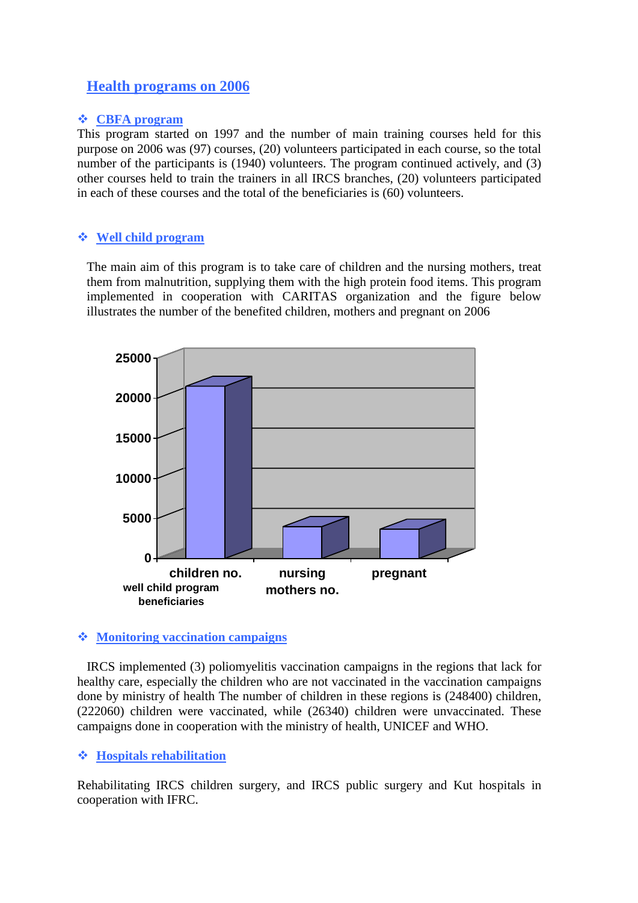# Health programs on 2006

- **CBFA program**

This program started on 1997 and the number of main training courses held for this purpose on 2006 was (97) courses, (20) volunteers participated in each course, so the total number of the participants is (1940) volunteers. The program continued actively, and (3) other courses held to train the trainers in all IRCS branches, (20) volunteers participated in each of these courses and the total of the beneficiaries is (60) volunteers.

- **Well child program**

The main aim of this program is to take care of children and the nursing mothers, treat them from malnutrition, supplying them with the high protein food items. This program implemented in cooperation with CARITAS organization and the figure below illustrates the number of the benefited children, mothers and pregnant on 2006

well child program beneficiaries

- **Monitoring vaccination campaigns**

IRCS implemented (3) poliomyelitis vaccination campaigns in the regions that lack for healthy care, especially the children who are not vaccinated in the vaccination campaigns done by ministry of health The number of children in these regions is (248400) children, (222060) children were vaccinated, while (26340) children were unvaccinated. These campaigns done in cooperation with the ministry of health, UNICEF and WHO.

- **Hospitals rehabilitation**

Rehabilitating IRCS children surgery, and IRCS public surgery and Kut hospitals in cooperation with IFRC.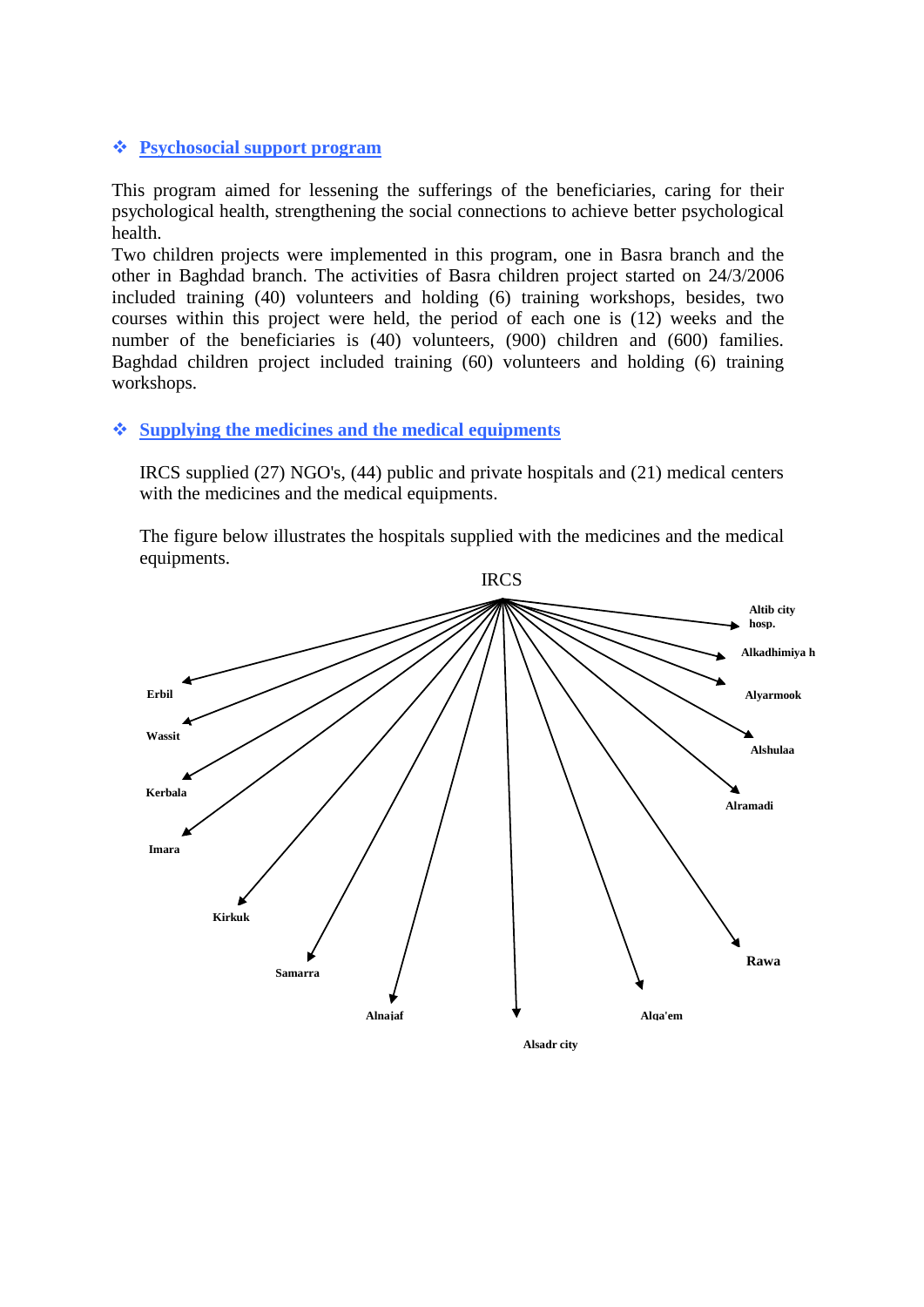## ❖ Psychosocial support program

This program aimed for lessening the sufferings of the beneficiaries, caring for their psychological health, strengthening the social connections to achieve better psychological health.

Two children projects were implemented in this program, one in Basra branch and the other in Baghdad branch. The activities of Basra children project started on 24/3/2006 included training (40) volunteers and holding (6) training workshops, besides, two courses within this project were held, the period of each one is (12) weeks and the number of the beneficiaries is (40) volunteers, (900) children and (600) families. Baghdad children project included training (60) volunteers and holding (6) training workshops.

## ❖ Supplying the medicines and the medical equipments

IRCS supplied (27) NGO's, (44) public and private hospitals and (21) medical centers with the medicines and the medical equipments.

The figure below illustrates the hospitals supplied with the medicines and the medical equipments.

IRCS

Erbil
Wassit
Kerbala
Imara
Kirkuk
Samarra
Alnajaf
Alsadr city
Alqa'em
Rawa
Alramadi
Alshulaa
Alyarmook
Alkadhimiya h
Altib city hosp.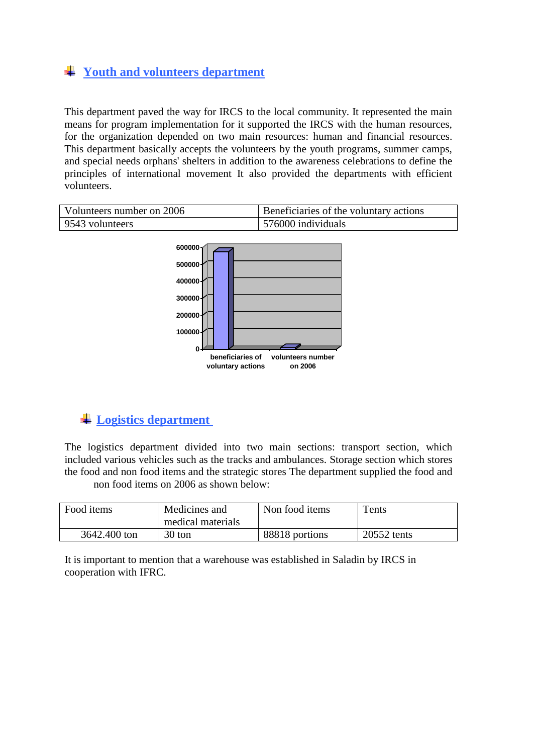## Youth and volunteers department

This department paved the way for IRCS to the local community. It represented the main means for program implementation for it supported the IRCS with the human resources, for the organization depended on two main resources: human and financial resources. This department basically accepts the volunteers by the youth programs, summer camps, and special needs orphans' shelters in addition to the awareness celebrations to define the principles of international movement It also provided the departments with efficient volunteers.

| Volunteers number on 2006 | Beneficiaries of the voluntary actions |
|---|---|
| 9543 volunteers | 576000 individuals |

## Logistics department

The logistics department divided into two main sections: transport section, which included various vehicles such as the tracks and ambulances. Storage section which stores the food and non food items and the strategic stores The department supplied the food and non food items on 2006 as shown below:

| Food items | Medicines and medical materials | Non food items | Tents |
|---|---|---|---|
| 3642.400 ton | 30 ton | 88818 portions | 20552 tents |

It is important to mention that a warehouse was established in Saladin by IRCS in cooperation with IFRC.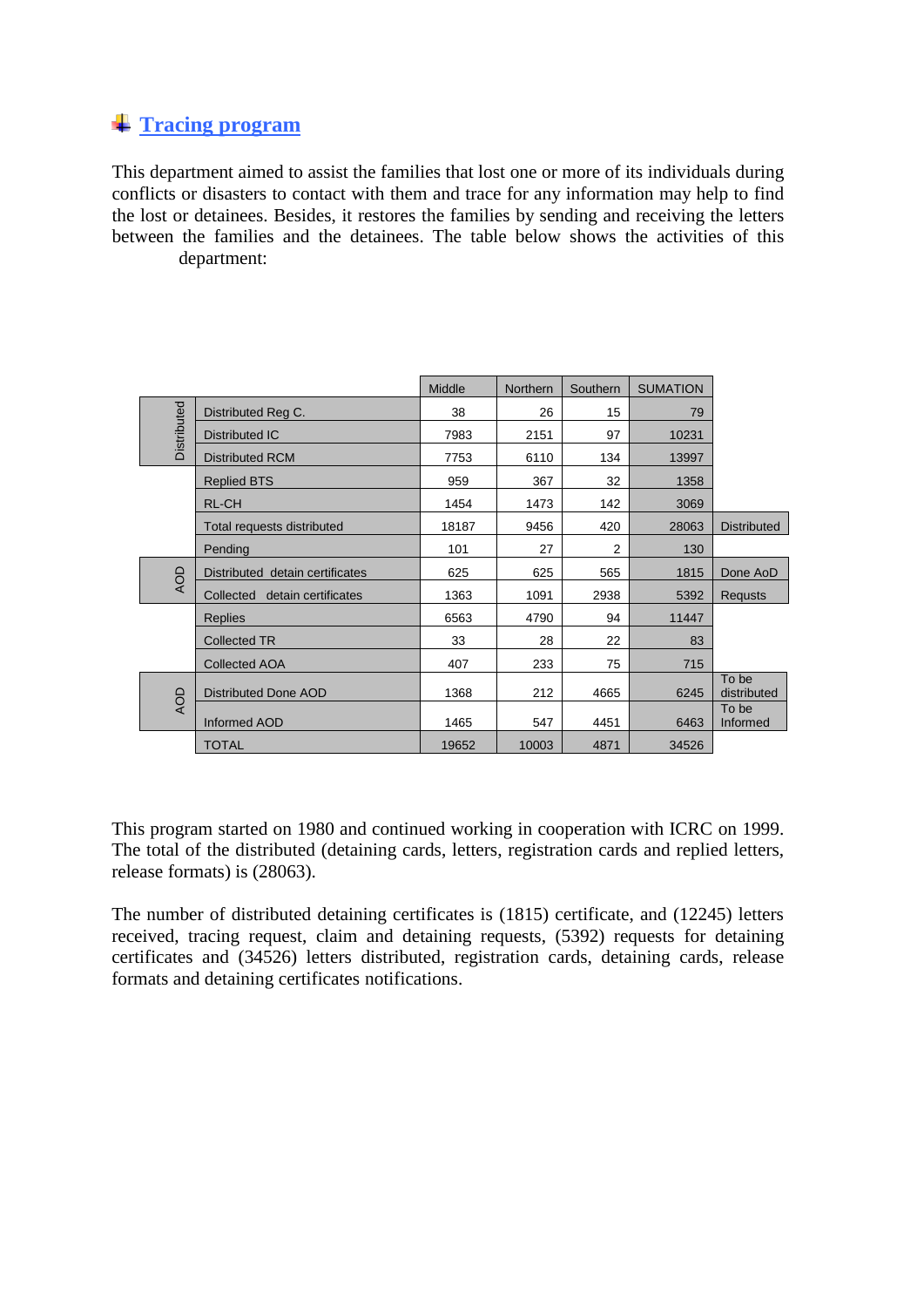## Tracing program

This department aimed to assist the families that lost one or more of its individuals during conflicts or disasters to contact with them and trace for any information may help to find the lost or detainees. Besides, it restores the families by sending and receiving the letters between the families and the detainees. The table below shows the activities of this department:

| | | Middle | Northern | Southern | SUMATION | |
|---|---|---|---|---|---|---|
| Distributed | Distributed Reg C. | 38 | 26 | 15 | 79 | |
| | Distributed IC | 7983 | 2151 | 97 | 10231 | |
| | Distributed RCM | 7753 | 6110 | 134 | 13997 | |
| | Replied BTS | 959 | 367 | 32 | 1358 | |
| | RL-CH | 1454 | 1473 | 142 | 3069 | |
| | Total requests distributed | 18187 | 9456 | 420 | 28063 | Distributed |
| | Pending | 101 | 27 | 2 | 130 | |
| AOD | Distributed detain certificates | 625 | 625 | 565 | 1815 | Done AoD |
| | Collected detain certificates | 1363 | 1091 | 2938 | 5392 | Requsts |
| | Replies | 6563 | 4790 | 94 | 11447 | |
| | Collected TR | 33 | 28 | 22 | 83 | |
| | Collected AOA | 407 | 233 | 75 | 715 | |
| AOD | Distributed Done AOD | 1368 | 212 | 4665 | 6245 | To be distributed |
| | Informed AOD | 1465 | 547 | 4451 | 6463 | To be Informed |
| | TOTAL | 19652 | 10003 | 4871 | 34526 | |

This program started on 1980 and continued working in cooperation with ICRC on 1999. The total of the distributed (detaining cards, letters, registration cards and replied letters, release formats) is (28063).

The number of distributed detaining certificates is (1815) certificate, and (12245) letters received, tracing request, claim and detaining requests, (5392) requests for detaining certificates and (34526) letters distributed, registration cards, detaining cards, release formats and detaining certificates notifications.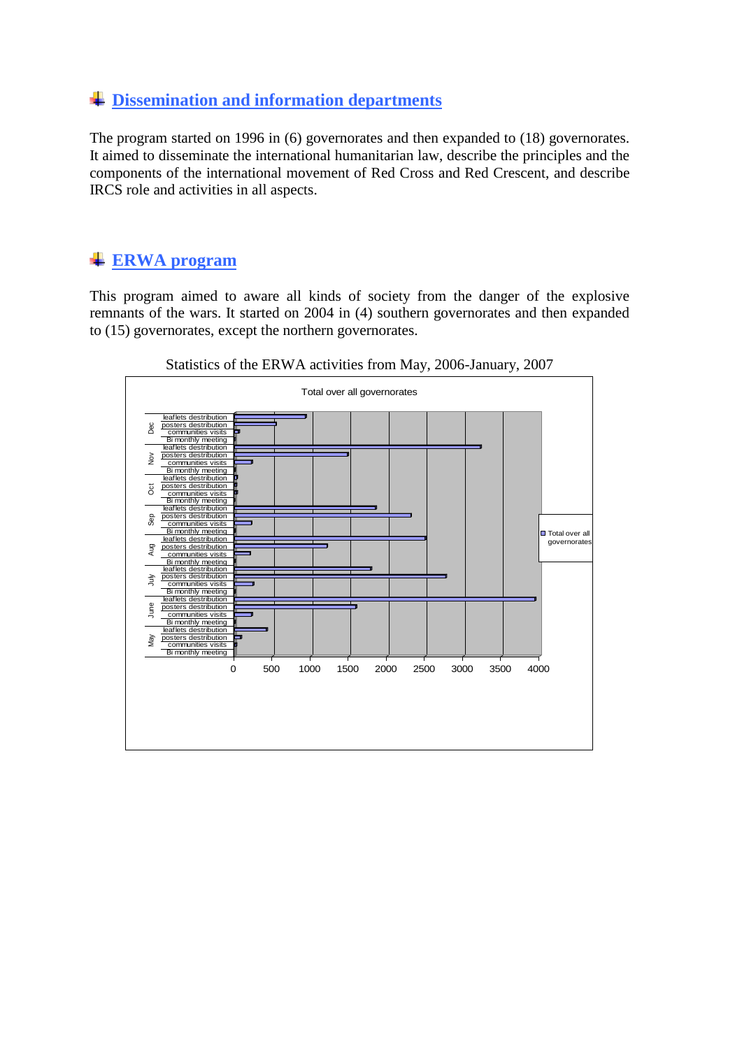## Dissemination and information departments

The program started on 1996 in (6) governorates and then expanded to (18) governorates. It aimed to disseminate the international humanitarian law, describe the principles and the components of the international movement of Red Cross and Red Crescent, and describe IRCS role and activities in all aspects.

## ERWA program

This program aimed to aware all kinds of society from the danger of the explosive remnants of the wars. It started on 2004 in (4) southern governorates and then expanded to (15) governorates, except the northern governorates.

Statistics of the ERWA activities from May, 2006-January, 2007

Total over all governorates

| Month | Activity | Total over all governorates |
|---|---|---|
| Dec | leaflets destribution | ~950 |
| Dec | posters destribution | ~550 |
| Dec | communities visits | ~60 |
| Dec | Bi monthly meeting | ~10 |
| Nov | leaflets destribution | ~3250 |
| Nov | posters destribution | ~1500 |
| Nov | communities visits | ~240 |
| Nov | Bi monthly meeting | ~10 |
| Oct | leaflets destribution | ~40 |
| Oct | posters destribution | ~30 |
| Oct | communities visits | ~40 |
| Oct | Bi monthly meeting | ~10 |
| Sep | leaflets destribution | ~1870 |
| Sep | posters destribution | ~2330 |
| Sep | communities visits | ~230 |
| Sep | Bi monthly meeting | ~20 |
| Aug | leaflets destribution | ~2520 |
| Aug | posters destribution | ~1220 |
| Aug | communities visits | ~210 |
| Aug | Bi monthly meeting | ~20 |
| July | leaflets destribution | ~1810 |
| July | posters destribution | ~2790 |
| July | communities visits | ~260 |
| July | Bi monthly meeting | ~20 |
| June | leaflets destribution | ~3970 |
| June | posters destribution | ~1610 |
| June | communities visits | ~240 |
| June | Bi monthly meeting | ~20 |
| May | leaflets destribution | ~430 |
| May | posters destribution | ~100 |
| May | communities visits | ~30 |
| May | Bi monthly meeting | ~10 |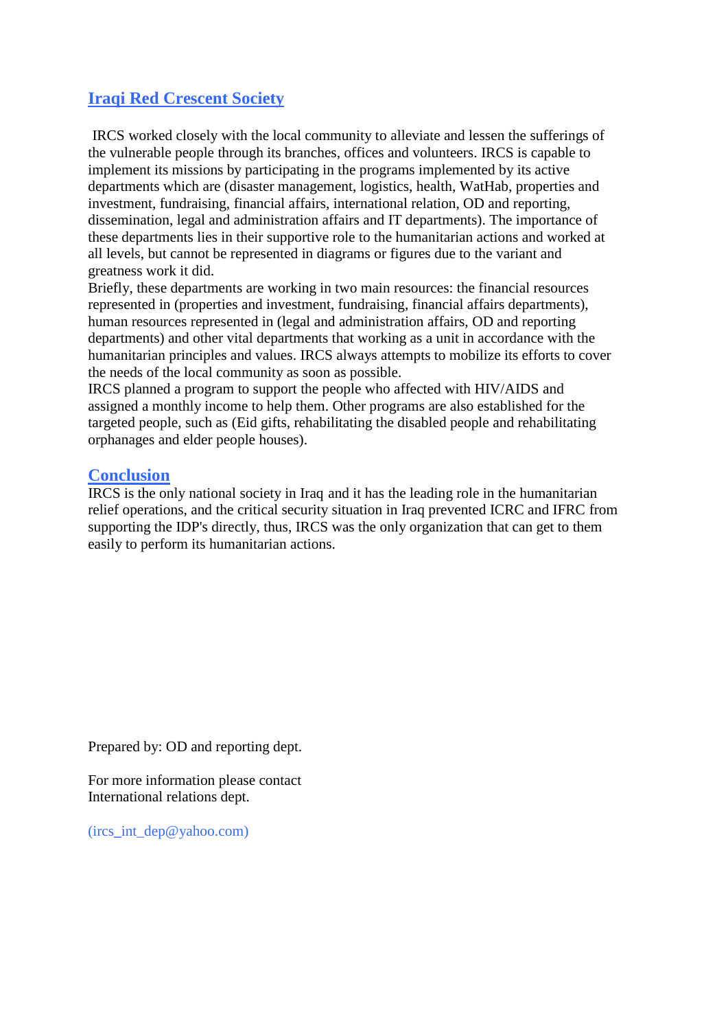## Iraqi Red Crescent Society

IRCS worked closely with the local community to alleviate and lessen the sufferings of the vulnerable people through its branches, offices and volunteers. IRCS is capable to implement its missions by participating in the programs implemented by its active departments which are (disaster management, logistics, health, WatHab, properties and investment, fundraising, financial affairs, international relation, OD and reporting, dissemination, legal and administration affairs and IT departments). The importance of these departments lies in their supportive role to the humanitarian actions and worked at all levels, but cannot be represented in diagrams or figures due to the variant and greatness work it did.

Briefly, these departments are working in two main resources: the financial resources represented in (properties and investment, fundraising, financial affairs departments), human resources represented in (legal and administration affairs, OD and reporting departments) and other vital departments that working as a unit in accordance with the humanitarian principles and values. IRCS always attempts to mobilize its efforts to cover the needs of the local community as soon as possible.

IRCS planned a program to support the people who affected with HIV/AIDS and assigned a monthly income to help them. Other programs are also established for the targeted people, such as (Eid gifts, rehabilitating the disabled people and rehabilitating orphanages and elder people houses).

## Conclusion

IRCS is the only national society in Iraq and it has the leading role in the humanitarian relief operations, and the critical security situation in Iraq prevented ICRC and IFRC from supporting the IDP's directly, thus, IRCS was the only organization that can get to them easily to perform its humanitarian actions.

Prepared by: OD and reporting dept.

For more information please contact
International relations dept.

(ircs_int_dep@yahoo.com)